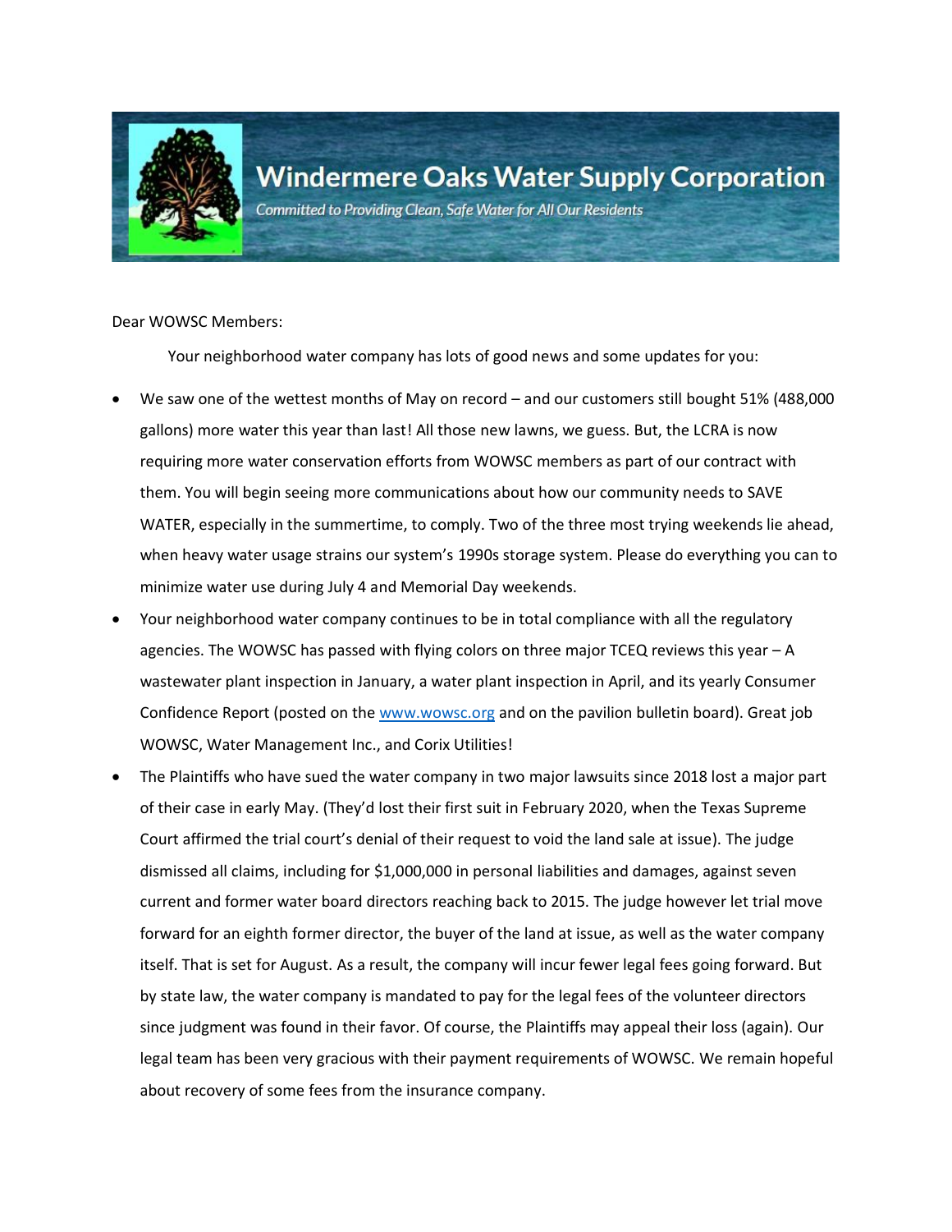# Windermere Oaks Water Supply Corporation

*Committed to Providing Clean, Safe Water for All Our Residents*

Dear WOWSC Members:

Your neighborhood water company has lots of good news and some updates for you:

- We saw one of the wettest months of May on record – and our customers still bought 51% (488,000 gallons) more water this year than last! All those new lawns, we guess. But, the LCRA is now requiring more water conservation efforts from WOWSC members as part of our contract with them. You will begin seeing more communications about how our community needs to SAVE WATER, especially in the summertime, to comply. Two of the three most trying weekends lie ahead, when heavy water usage strains our system's 1990s storage system. Please do everything you can to minimize water use during July 4 and Memorial Day weekends.
- Your neighborhood water company continues to be in total compliance with all the regulatory agencies. The WOWSC has passed with flying colors on three major TCEQ reviews this year – A wastewater plant inspection in January, a water plant inspection in April, and its yearly Consumer Confidence Report (posted on the [www.wowsc.org](http://www.wowsc.org) and on the pavilion bulletin board). Great job WOWSC, Water Management Inc., and Corix Utilities!
- The Plaintiffs who have sued the water company in two major lawsuits since 2018 lost a major part of their case in early May. (They'd lost their first suit in February 2020, when the Texas Supreme Court affirmed the trial court's denial of their request to void the land sale at issue). The judge dismissed all claims, including for $1,000,000 in personal liabilities and damages, against seven current and former water board directors reaching back to 2015. The judge however let trial move forward for an eighth former director, the buyer of the land at issue, as well as the water company itself. That is set for August. As a result, the company will incur fewer legal fees going forward. But by state law, the water company is mandated to pay for the legal fees of the volunteer directors since judgment was found in their favor. Of course, the Plaintiffs may appeal their loss (again). Our legal team has been very gracious with their payment requirements of WOWSC. We remain hopeful about recovery of some fees from the insurance company.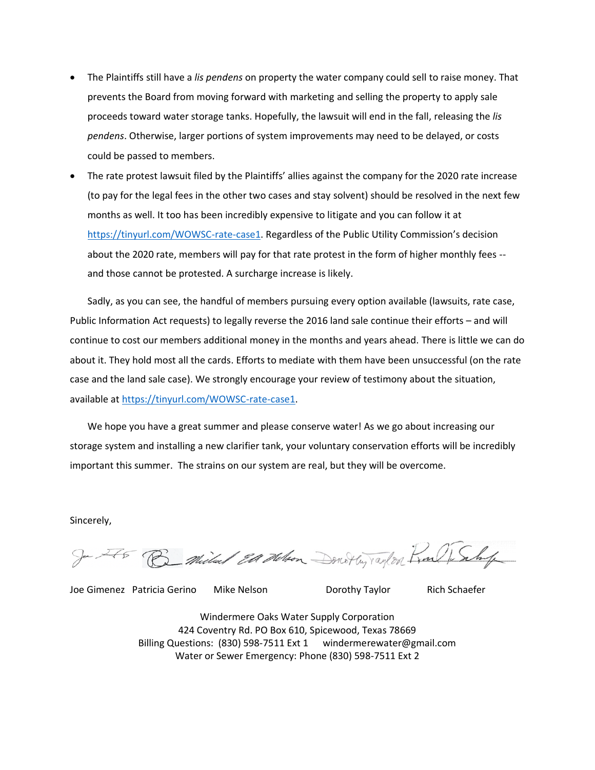- The Plaintiffs still have a *lis pendens* on property the water company could sell to raise money. That prevents the Board from moving forward with marketing and selling the property to apply sale proceeds toward water storage tanks. Hopefully, the lawsuit will end in the fall, releasing the *lis pendens*. Otherwise, larger portions of system improvements may need to be delayed, or costs could be passed to members.
- The rate protest lawsuit filed by the Plaintiffs' allies against the company for the 2020 rate increase (to pay for the legal fees in the other two cases and stay solvent) should be resolved in the next few months as well. It too has been incredibly expensive to litigate and you can follow it at https://tinyurl.com/WOWSC-rate-case1. Regardless of the Public Utility Commission's decision about the 2020 rate, members will pay for that rate protest in the form of higher monthly fees -- and those cannot be protested. A surcharge increase is likely.

Sadly, as you can see, the handful of members pursuing every option available (lawsuits, rate case, Public Information Act requests) to legally reverse the 2016 land sale continue their efforts – and will continue to cost our members additional money in the months and years ahead. There is little we can do about it. They hold most all the cards. Efforts to mediate with them have been unsuccessful (on the rate case and the land sale case). We strongly encourage your review of testimony about the situation, available at https://tinyurl.com/WOWSC-rate-case1.

We hope you have a great summer and please conserve water! As we go about increasing our storage system and installing a new clarifier tank, your voluntary conservation efforts will be incredibly important this summer. The strains on our system are real, but they will be overcome.

Sincerely,

Joe Gimenez Patricia Gerino Mike Nelson Dorothy Taylor Rich Schaefer

Windermere Oaks Water Supply Corporation
424 Coventry Rd. PO Box 610, Spicewood, Texas 78669
Billing Questions: (830) 598-7511 Ext 1 windermerewater@gmail.com
Water or Sewer Emergency: Phone (830) 598-7511 Ext 2